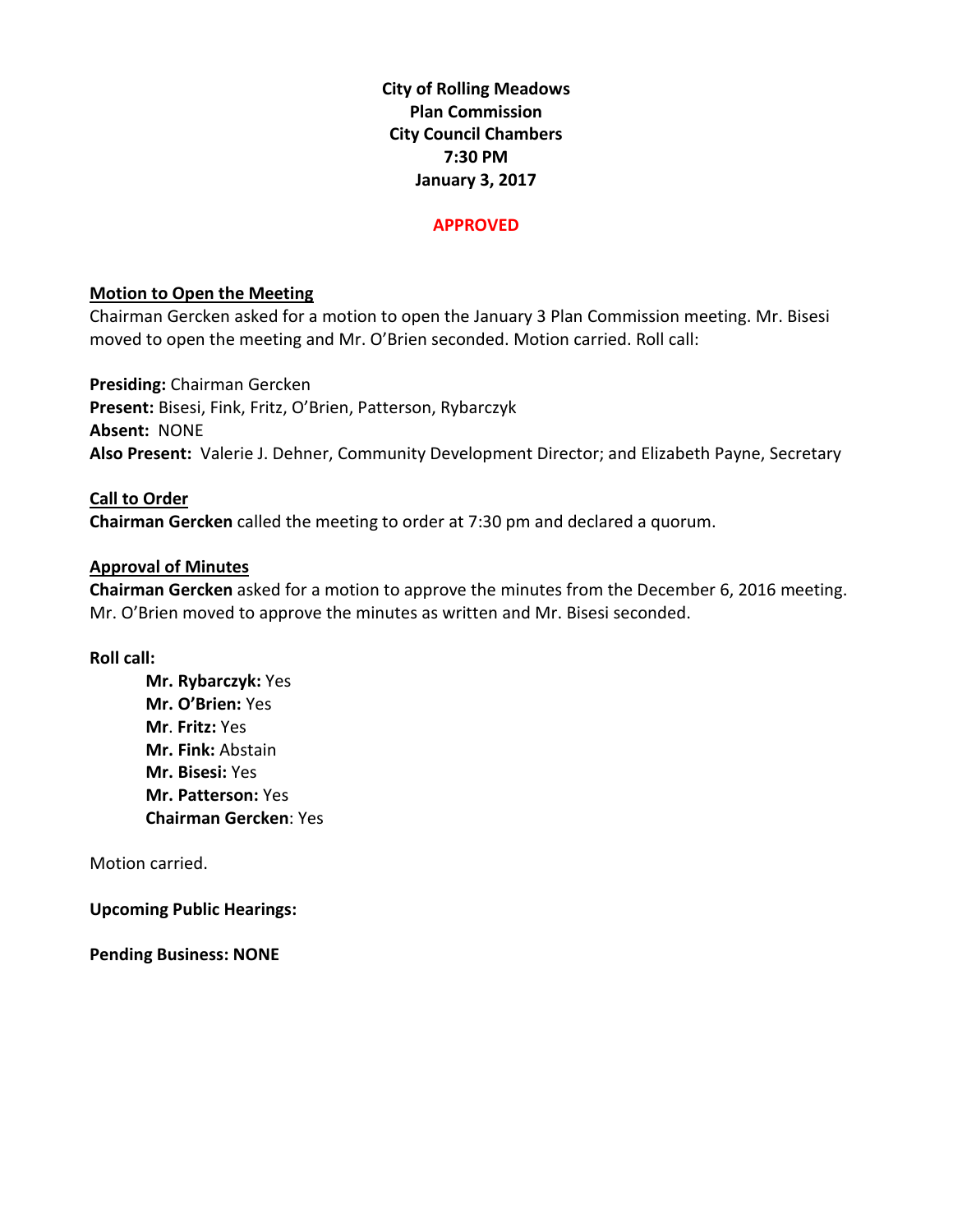**City of Rolling Meadows**
**Plan Commission**
**City Council Chambers**
**7:30 PM**
**January 3, 2017**

**APPROVED**

## Motion to Open the Meeting

Chairman Gercken asked for a motion to open the January 3 Plan Commission meeting. Mr. Bisesi moved to open the meeting and Mr. O'Brien seconded. Motion carried. Roll call:

**Presiding:** Chairman Gercken
**Present:** Bisesi, Fink, Fritz, O'Brien, Patterson, Rybarczyk
**Absent:** NONE
**Also Present:** Valerie J. Dehner, Community Development Director; and Elizabeth Payne, Secretary

## Call to Order

**Chairman Gercken** called the meeting to order at 7:30 pm and declared a quorum.

## Approval of Minutes

**Chairman Gercken** asked for a motion to approve the minutes from the December 6, 2016 meeting. Mr. O'Brien moved to approve the minutes as written and Mr. Bisesi seconded.

**Roll call:**

- **Mr. Rybarczyk:** Yes
- **Mr. O'Brien:** Yes
- **Mr. Fritz:** Yes
- **Mr. Fink:** Abstain
- **Mr. Bisesi:** Yes
- **Mr. Patterson:** Yes
- **Chairman Gercken**: Yes

Motion carried.

**Upcoming Public Hearings:**

**Pending Business: NONE**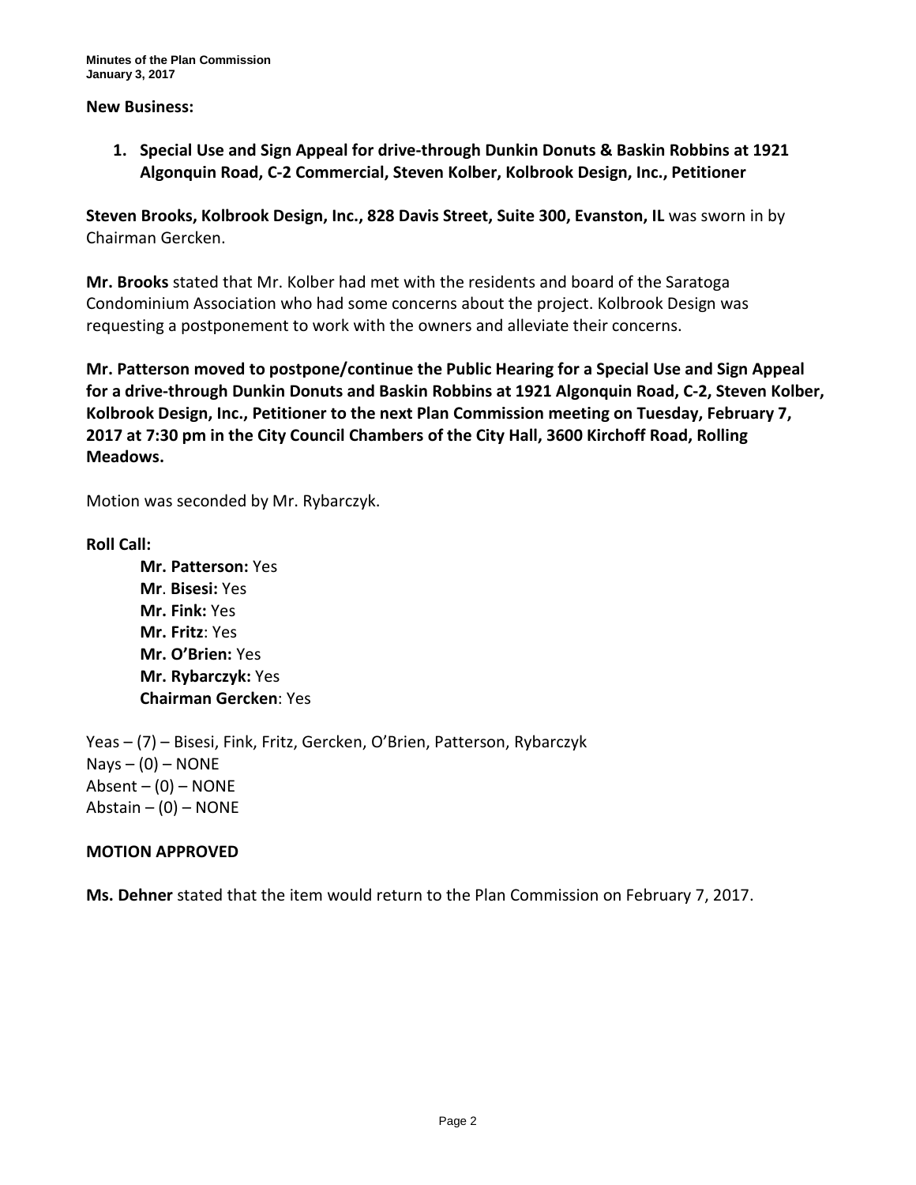**New Business:**

1. **Special Use and Sign Appeal for drive-through Dunkin Donuts & Baskin Robbins at 1921 Algonquin Road, C-2 Commercial, Steven Kolber, Kolbrook Design, Inc., Petitioner**

**Steven Brooks, Kolbrook Design, Inc., 828 Davis Street, Suite 300, Evanston, IL** was sworn in by Chairman Gercken.

**Mr. Brooks** stated that Mr. Kolber had met with the residents and board of the Saratoga Condominium Association who had some concerns about the project. Kolbrook Design was requesting a postponement to work with the owners and alleviate their concerns.

**Mr. Patterson moved to postpone/continue the Public Hearing for a Special Use and Sign Appeal for a drive-through Dunkin Donuts and Baskin Robbins at 1921 Algonquin Road, C-2, Steven Kolber, Kolbrook Design, Inc., Petitioner to the next Plan Commission meeting on Tuesday, February 7, 2017 at 7:30 pm in the City Council Chambers of the City Hall, 3600 Kirchoff Road, Rolling Meadows.**

Motion was seconded by Mr. Rybarczyk.

**Roll Call:**

**Mr. Patterson:** Yes
**Mr. Bisesi:** Yes
**Mr. Fink:** Yes
**Mr. Fritz**: Yes
**Mr. O'Brien:** Yes
**Mr. Rybarczyk:** Yes
**Chairman Gercken**: Yes

Yeas – (7) – Bisesi, Fink, Fritz, Gercken, O'Brien, Patterson, Rybarczyk
Nays – (0) – NONE
Absent – (0) – NONE
Abstain – (0) – NONE

**MOTION APPROVED**

**Ms. Dehner** stated that the item would return to the Plan Commission on February 7, 2017.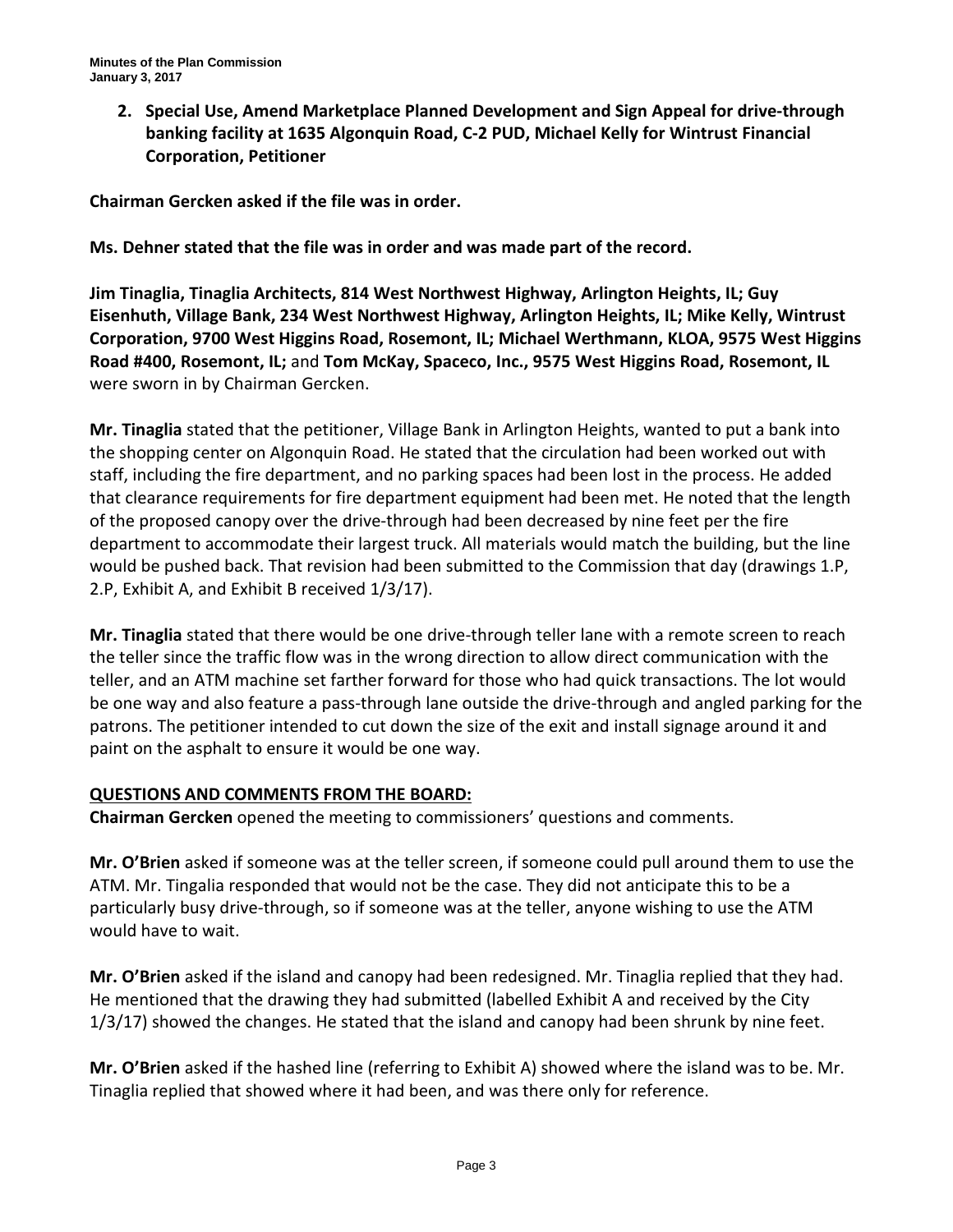**2. Special Use, Amend Marketplace Planned Development and Sign Appeal for drive-through banking facility at 1635 Algonquin Road, C-2 PUD, Michael Kelly for Wintrust Financial Corporation, Petitioner**

**Chairman Gercken asked if the file was in order.**

**Ms. Dehner stated that the file was in order and was made part of the record.**

**Jim Tinaglia, Tinaglia Architects, 814 West Northwest Highway, Arlington Heights, IL; Guy Eisenhuth, Village Bank, 234 West Northwest Highway, Arlington Heights, IL; Mike Kelly, Wintrust Corporation, 9700 West Higgins Road, Rosemont, IL; Michael Werthmann, KLOA, 9575 West Higgins Road #400, Rosemont, IL;** and **Tom McKay, Spaceco, Inc., 9575 West Higgins Road, Rosemont, IL** were sworn in by Chairman Gercken.

**Mr. Tinaglia** stated that the petitioner, Village Bank in Arlington Heights, wanted to put a bank into the shopping center on Algonquin Road. He stated that the circulation had been worked out with staff, including the fire department, and no parking spaces had been lost in the process. He added that clearance requirements for fire department equipment had been met. He noted that the length of the proposed canopy over the drive-through had been decreased by nine feet per the fire department to accommodate their largest truck. All materials would match the building, but the line would be pushed back. That revision had been submitted to the Commission that day (drawings 1.P, 2.P, Exhibit A, and Exhibit B received 1/3/17).

**Mr. Tinaglia** stated that there would be one drive-through teller lane with a remote screen to reach the teller since the traffic flow was in the wrong direction to allow direct communication with the teller, and an ATM machine set farther forward for those who had quick transactions. The lot would be one way and also feature a pass-through lane outside the drive-through and angled parking for the patrons. The petitioner intended to cut down the size of the exit and install signage around it and paint on the asphalt to ensure it would be one way.

**QUESTIONS AND COMMENTS FROM THE BOARD:**

**Chairman Gercken** opened the meeting to commissioners' questions and comments.

**Mr. O'Brien** asked if someone was at the teller screen, if someone could pull around them to use the ATM. Mr. Tingalia responded that would not be the case. They did not anticipate this to be a particularly busy drive-through, so if someone was at the teller, anyone wishing to use the ATM would have to wait.

**Mr. O'Brien** asked if the island and canopy had been redesigned. Mr. Tinaglia replied that they had. He mentioned that the drawing they had submitted (labelled Exhibit A and received by the City 1/3/17) showed the changes. He stated that the island and canopy had been shrunk by nine feet.

**Mr. O'Brien** asked if the hashed line (referring to Exhibit A) showed where the island was to be. Mr. Tinaglia replied that showed where it had been, and was there only for reference.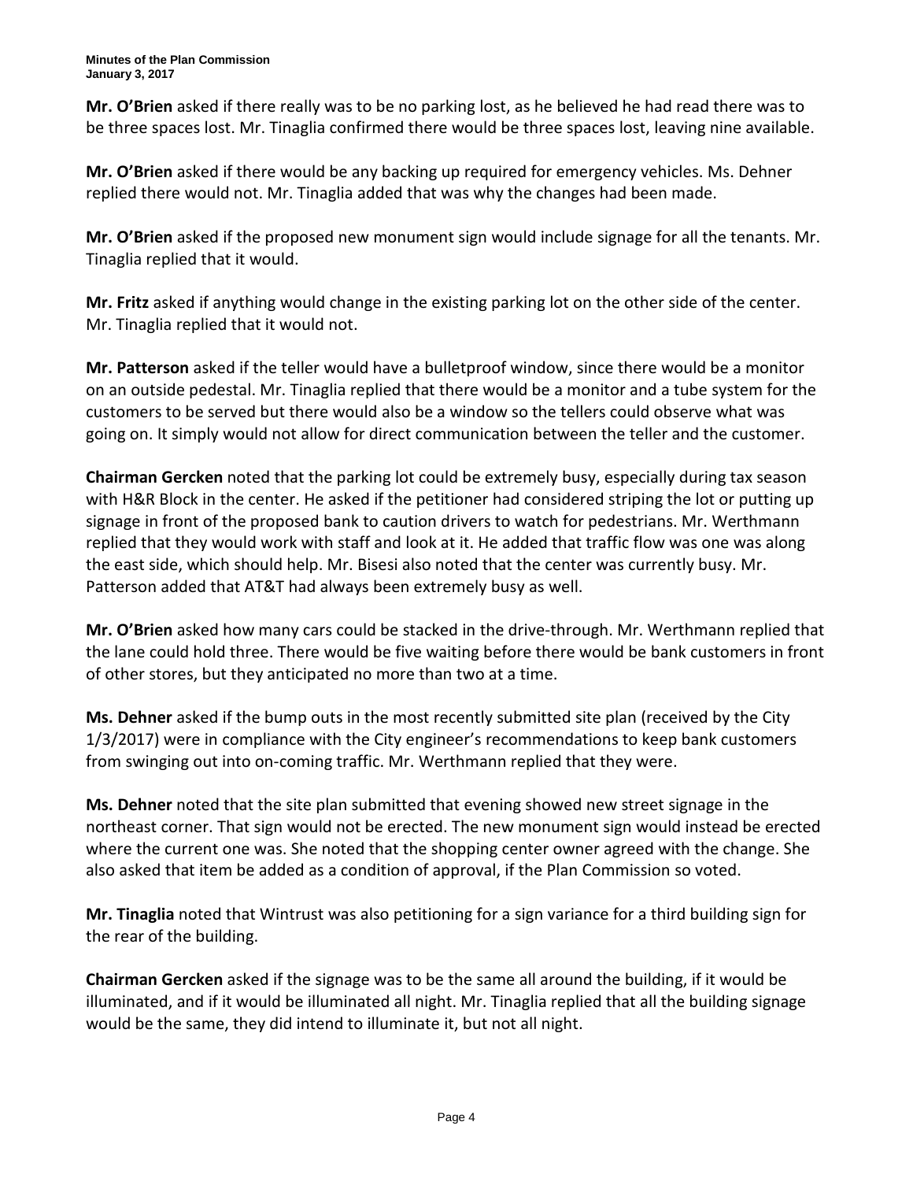**Mr. O'Brien** asked if there really was to be no parking lost, as he believed he had read there was to be three spaces lost. Mr. Tinaglia confirmed there would be three spaces lost, leaving nine available.

**Mr. O'Brien** asked if there would be any backing up required for emergency vehicles. Ms. Dehner replied there would not. Mr. Tinaglia added that was why the changes had been made.

**Mr. O'Brien** asked if the proposed new monument sign would include signage for all the tenants. Mr. Tinaglia replied that it would.

**Mr. Fritz** asked if anything would change in the existing parking lot on the other side of the center. Mr. Tinaglia replied that it would not.

**Mr. Patterson** asked if the teller would have a bulletproof window, since there would be a monitor on an outside pedestal. Mr. Tinaglia replied that there would be a monitor and a tube system for the customers to be served but there would also be a window so the tellers could observe what was going on. It simply would not allow for direct communication between the teller and the customer.

**Chairman Gercken** noted that the parking lot could be extremely busy, especially during tax season with H&R Block in the center. He asked if the petitioner had considered striping the lot or putting up signage in front of the proposed bank to caution drivers to watch for pedestrians. Mr. Werthmann replied that they would work with staff and look at it. He added that traffic flow was one was along the east side, which should help. Mr. Bisesi also noted that the center was currently busy. Mr. Patterson added that AT&T had always been extremely busy as well.

**Mr. O'Brien** asked how many cars could be stacked in the drive-through. Mr. Werthmann replied that the lane could hold three. There would be five waiting before there would be bank customers in front of other stores, but they anticipated no more than two at a time.

**Ms. Dehner** asked if the bump outs in the most recently submitted site plan (received by the City 1/3/2017) were in compliance with the City engineer's recommendations to keep bank customers from swinging out into on-coming traffic. Mr. Werthmann replied that they were.

**Ms. Dehner** noted that the site plan submitted that evening showed new street signage in the northeast corner. That sign would not be erected. The new monument sign would instead be erected where the current one was. She noted that the shopping center owner agreed with the change. She also asked that item be added as a condition of approval, if the Plan Commission so voted.

**Mr. Tinaglia** noted that Wintrust was also petitioning for a sign variance for a third building sign for the rear of the building.

**Chairman Gercken** asked if the signage was to be the same all around the building, if it would be illuminated, and if it would be illuminated all night. Mr. Tinaglia replied that all the building signage would be the same, they did intend to illuminate it, but not all night.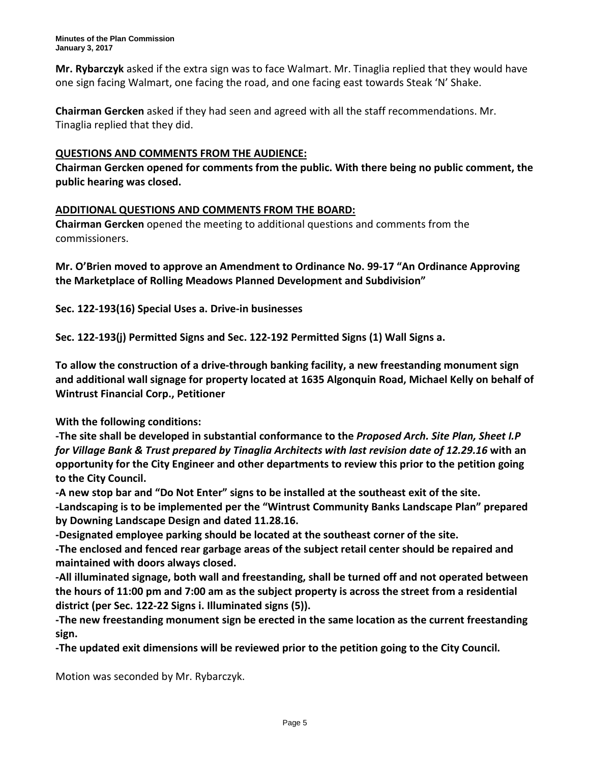**Mr. Rybarczyk** asked if the extra sign was to face Walmart. Mr. Tinaglia replied that they would have one sign facing Walmart, one facing the road, and one facing east towards Steak 'N' Shake.

**Chairman Gercken** asked if they had seen and agreed with all the staff recommendations. Mr. Tinaglia replied that they did.

**QUESTIONS AND COMMENTS FROM THE AUDIENCE:**

**Chairman Gercken opened for comments from the public. With there being no public comment, the public hearing was closed.**

**ADDITIONAL QUESTIONS AND COMMENTS FROM THE BOARD:**

**Chairman Gercken** opened the meeting to additional questions and comments from the commissioners.

**Mr. O'Brien moved to approve an Amendment to Ordinance No. 99-17 "An Ordinance Approving the Marketplace of Rolling Meadows Planned Development and Subdivision"**

**Sec. 122-193(16) Special Uses a. Drive-in businesses**

**Sec. 122-193(j) Permitted Signs and Sec. 122-192 Permitted Signs (1) Wall Signs a.**

**To allow the construction of a drive-through banking facility, a new freestanding monument sign and additional wall signage for property located at 1635 Algonquin Road, Michael Kelly on behalf of Wintrust Financial Corp., Petitioner**

**With the following conditions:**

**-The site shall be developed in substantial conformance to the *Proposed Arch. Site Plan, Sheet I.P for Village Bank & Trust prepared by Tinaglia Architects with last revision date of 12.29.16* with an opportunity for the City Engineer and other departments to review this prior to the petition going to the City Council.**

**-A new stop bar and "Do Not Enter" signs to be installed at the southeast exit of the site.**

**-Landscaping is to be implemented per the "Wintrust Community Banks Landscape Plan" prepared by Downing Landscape Design and dated 11.28.16.**

**-Designated employee parking should be located at the southeast corner of the site.**

**-The enclosed and fenced rear garbage areas of the subject retail center should be repaired and maintained with doors always closed.**

**-All illuminated signage, both wall and freestanding, shall be turned off and not operated between the hours of 11:00 pm and 7:00 am as the subject property is across the street from a residential district (per Sec. 122-22 Signs i. Illuminated signs (5)).**

**-The new freestanding monument sign be erected in the same location as the current freestanding sign.**

**-The updated exit dimensions will be reviewed prior to the petition going to the City Council.**

Motion was seconded by Mr. Rybarczyk.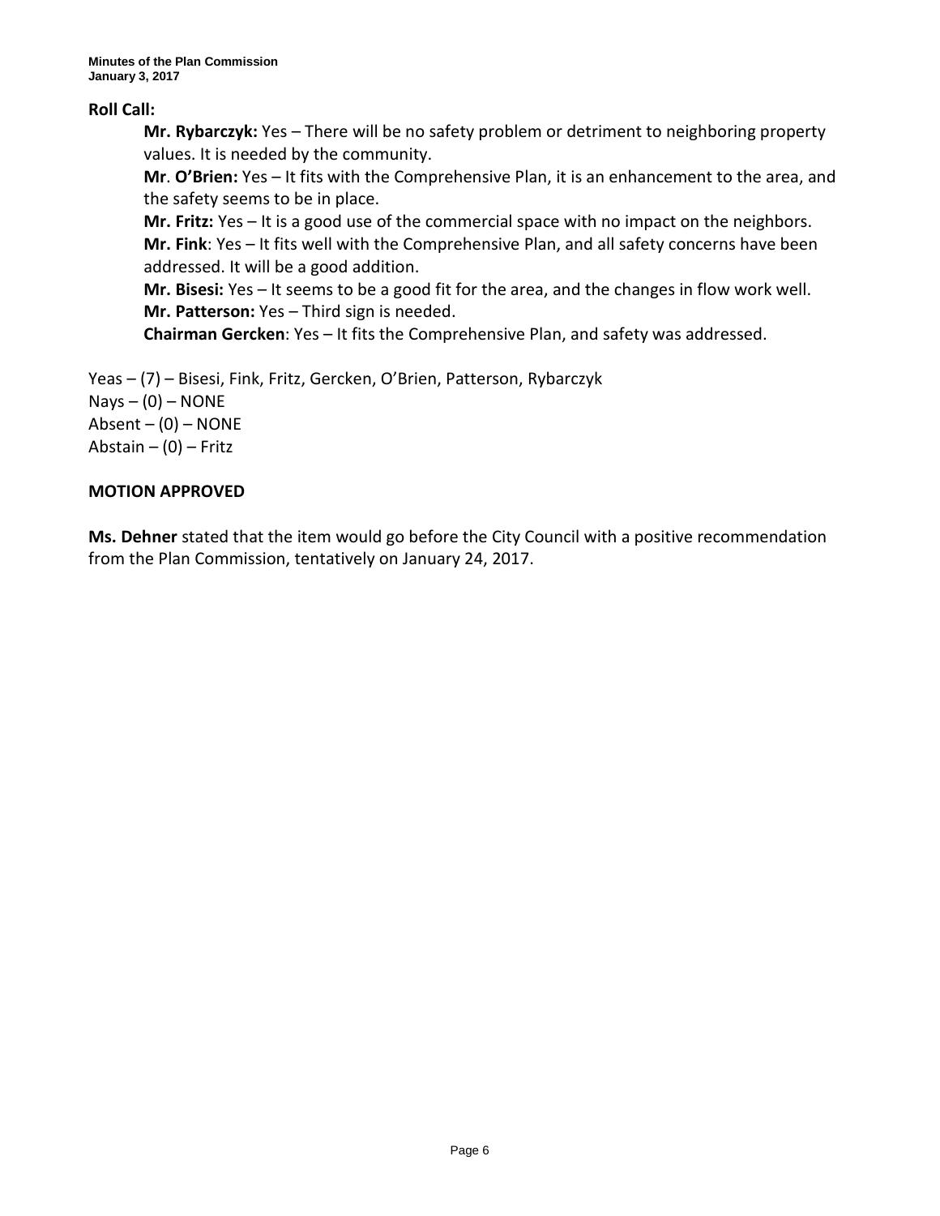**Roll Call:**

**Mr. Rybarczyk:** Yes – There will be no safety problem or detriment to neighboring property values. It is needed by the community.

**Mr**. **O'Brien:** Yes – It fits with the Comprehensive Plan, it is an enhancement to the area, and the safety seems to be in place.

**Mr. Fritz:** Yes – It is a good use of the commercial space with no impact on the neighbors.

**Mr. Fink**: Yes – It fits well with the Comprehensive Plan, and all safety concerns have been addressed. It will be a good addition.

**Mr. Bisesi:** Yes – It seems to be a good fit for the area, and the changes in flow work well.

**Mr. Patterson:** Yes – Third sign is needed.

**Chairman Gercken**: Yes – It fits the Comprehensive Plan, and safety was addressed.

Yeas – (7) – Bisesi, Fink, Fritz, Gercken, O'Brien, Patterson, Rybarczyk
Nays – (0) – NONE
Absent – (0) – NONE
Abstain – (0) – Fritz

**MOTION APPROVED**

**Ms. Dehner** stated that the item would go before the City Council with a positive recommendation from the Plan Commission, tentatively on January 24, 2017.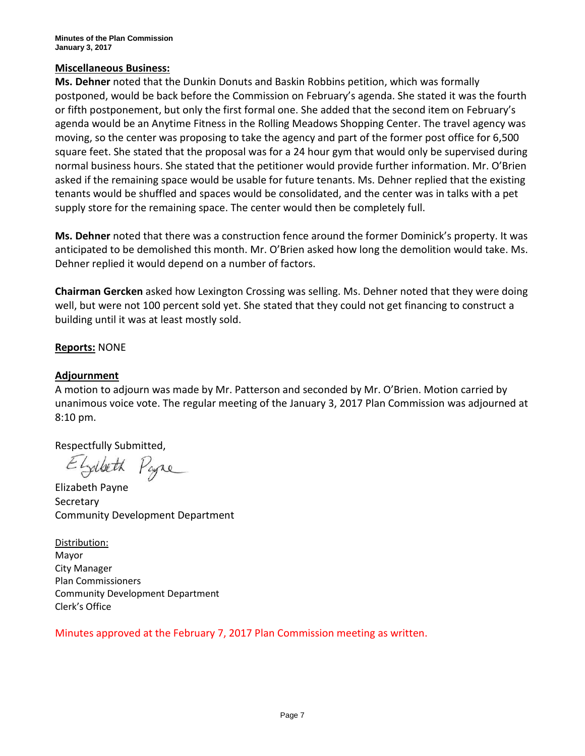**Miscellaneous Business:**

**Ms. Dehner** noted that the Dunkin Donuts and Baskin Robbins petition, which was formally postponed, would be back before the Commission on February's agenda. She stated it was the fourth or fifth postponement, but only the first formal one. She added that the second item on February's agenda would be an Anytime Fitness in the Rolling Meadows Shopping Center. The travel agency was moving, so the center was proposing to take the agency and part of the former post office for 6,500 square feet. She stated that the proposal was for a 24 hour gym that would only be supervised during normal business hours. She stated that the petitioner would provide further information. Mr. O'Brien asked if the remaining space would be usable for future tenants. Ms. Dehner replied that the existing tenants would be shuffled and spaces would be consolidated, and the center was in talks with a pet supply store for the remaining space. The center would then be completely full.

**Ms. Dehner** noted that there was a construction fence around the former Dominick's property. It was anticipated to be demolished this month. Mr. O'Brien asked how long the demolition would take. Ms. Dehner replied it would depend on a number of factors.

**Chairman Gercken** asked how Lexington Crossing was selling. Ms. Dehner noted that they were doing well, but were not 100 percent sold yet. She stated that they could not get financing to construct a building until it was at least mostly sold.

**Reports:** NONE

**Adjournment**

A motion to adjourn was made by Mr. Patterson and seconded by Mr. O'Brien. Motion carried by unanimous voice vote. The regular meeting of the January 3, 2017 Plan Commission was adjourned at 8:10 pm.

Respectfully Submitted,

Elizabeth Payne

Elizabeth Payne
Secretary
Community Development Department

Distribution:
Mayor
City Manager
Plan Commissioners
Community Development Department
Clerk's Office

Minutes approved at the February 7, 2017 Plan Commission meeting as written.